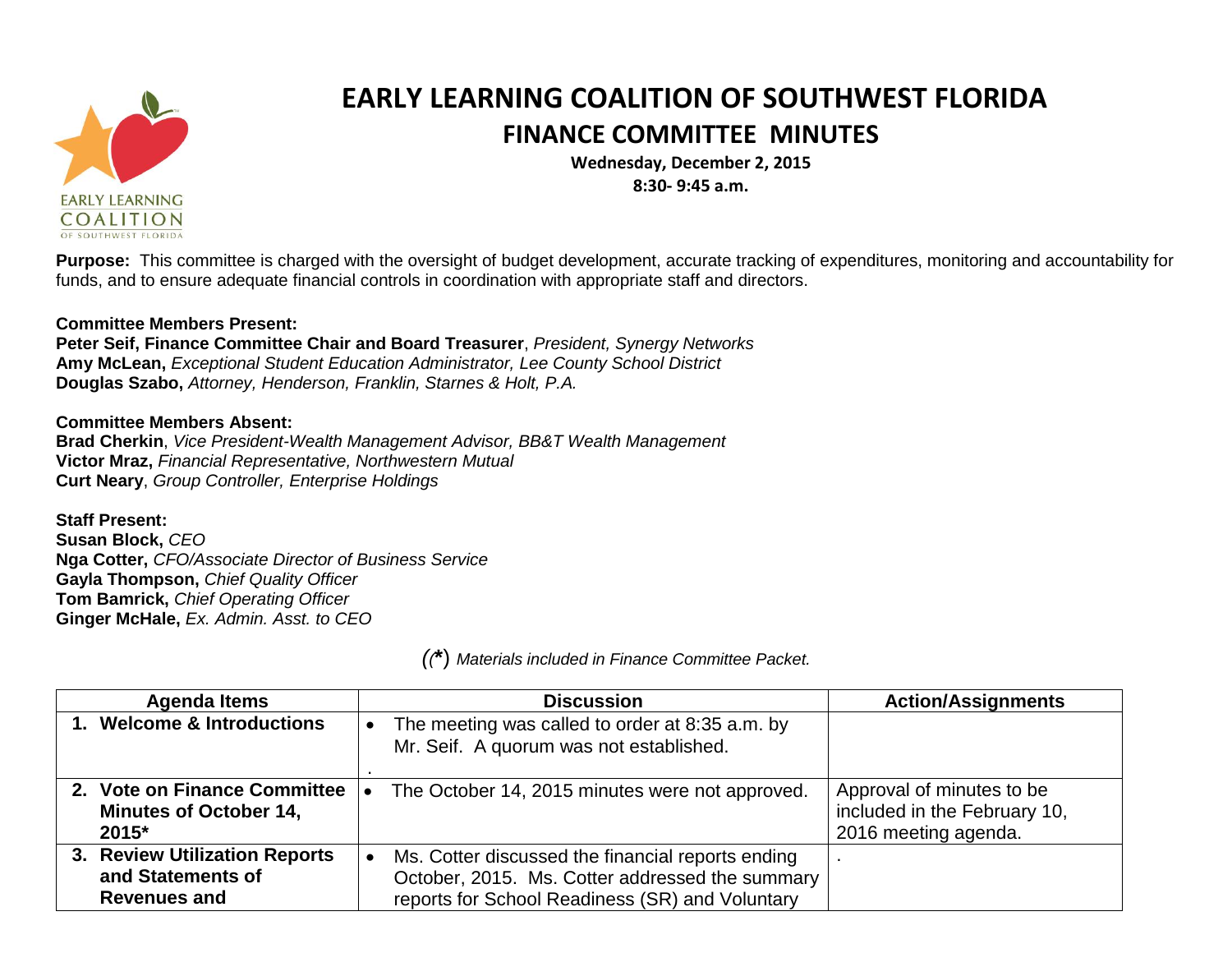# EARLY LEARNING COALITION OF SOUTHWEST FLORIDA

## FINANCE COMMITTEE MINUTES

**Wednesday, December 2, 2015**
**8:30- 9:45 a.m.**

**Purpose:** This committee is charged with the oversight of budget development, accurate tracking of expenditures, monitoring and accountability for funds, and to ensure adequate financial controls in coordination with appropriate staff and directors.

**Committee Members Present:**
**Peter Seif, Finance Committee Chair and Board Treasurer**, *President, Synergy Networks*
**Amy McLean,** *Exceptional Student Education Administrator, Lee County School District*
**Douglas Szabo,** *Attorney, Henderson, Franklin, Starnes & Holt, P.A.*

**Committee Members Absent:**
**Brad Cherkin**, *Vice President-Wealth Management Advisor, BB&T Wealth Management*
**Victor Mraz,** *Financial Representative, Northwestern Mutual*
**Curt Neary**, *Group Controller, Enterprise Holdings*

**Staff Present:**
**Susan Block,** *CEO*
**Nga Cotter,** *CFO/Associate Director of Business Service*
**Gayla Thompson,** *Chief Quality Officer*
**Tom Bamrick,** *Chief Operating Officer*
**Ginger McHale,** *Ex. Admin. Asst. to CEO*

*(*) Materials included in Finance Committee Packet.*

| Agenda Items | Discussion | Action/Assignments |
|---|---|---|
| **1. Welcome & Introductions** | • The meeting was called to order at 8:35 a.m. by Mr. Seif. A quorum was not established. . | |
| **2. Vote on Finance Committee Minutes of October 14, 2015*** | • The October 14, 2015 minutes were not approved. | Approval of minutes to be included in the February 10, 2016 meeting agenda. |
| **3. Review Utilization Reports and Statements of Revenues and** | • Ms. Cotter discussed the financial reports ending October, 2015. Ms. Cotter addressed the summary reports for School Readiness (SR) and Voluntary | . |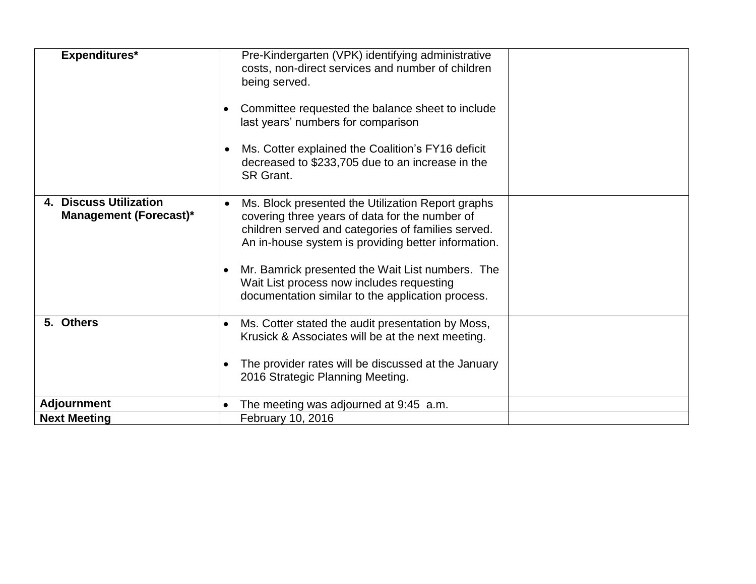| | | |
|---|---|---|
| **Expenditures*** | Pre-Kindergarten (VPK) identifying administrative costs, non-direct services and number of children being served.<br><br>• Committee requested the balance sheet to include last years' numbers for comparison<br><br>• Ms. Cotter explained the Coalition's FY16 deficit decreased to $233,705 due to an increase in the SR Grant. | |
| **4. Discuss Utilization Management (Forecast)*** | • Ms. Block presented the Utilization Report graphs covering three years of data for the number of children served and categories of families served. An in-house system is providing better information.<br><br>• Mr. Bamrick presented the Wait List numbers. The Wait List process now includes requesting documentation similar to the application process. | |
| **5. Others** | • Ms. Cotter stated the audit presentation by Moss, Krusick & Associates will be at the next meeting.<br><br>• The provider rates will be discussed at the January 2016 Strategic Planning Meeting. | |
| **Adjournment** | • The meeting was adjourned at 9:45 a.m. | |
| **Next Meeting** | February 10, 2016 | |